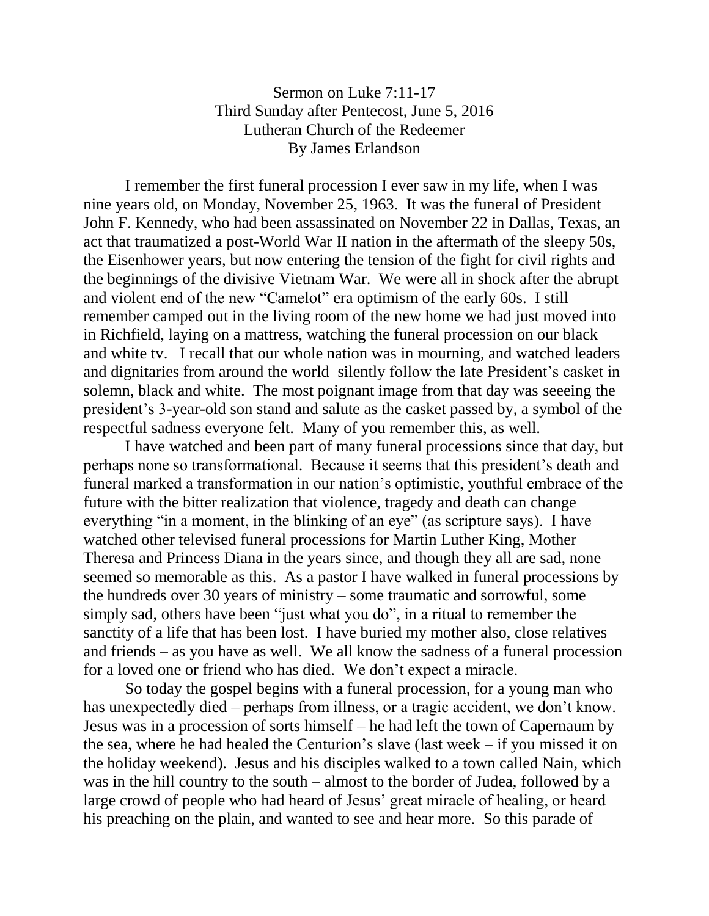Sermon on Luke 7:11-17
Third Sunday after Pentecost, June 5, 2016
Lutheran Church of the Redeemer
By James Erlandson

I remember the first funeral procession I ever saw in my life, when I was nine years old, on Monday, November 25, 1963. It was the funeral of President John F. Kennedy, who had been assassinated on November 22 in Dallas, Texas, an act that traumatized a post-World War II nation in the aftermath of the sleepy 50s, the Eisenhower years, but now entering the tension of the fight for civil rights and the beginnings of the divisive Vietnam War. We were all in shock after the abrupt and violent end of the new "Camelot" era optimism of the early 60s. I still remember camped out in the living room of the new home we had just moved into in Richfield, laying on a mattress, watching the funeral procession on our black and white tv. I recall that our whole nation was in mourning, and watched leaders and dignitaries from around the world silently follow the late President's casket in solemn, black and white. The most poignant image from that day was seeeing the president's 3-year-old son stand and salute as the casket passed by, a symbol of the respectful sadness everyone felt. Many of you remember this, as well.

I have watched and been part of many funeral processions since that day, but perhaps none so transformational. Because it seems that this president's death and funeral marked a transformation in our nation's optimistic, youthful embrace of the future with the bitter realization that violence, tragedy and death can change everything "in a moment, in the blinking of an eye" (as scripture says). I have watched other televised funeral processions for Martin Luther King, Mother Theresa and Princess Diana in the years since, and though they all are sad, none seemed so memorable as this. As a pastor I have walked in funeral processions by the hundreds over 30 years of ministry – some traumatic and sorrowful, some simply sad, others have been "just what you do", in a ritual to remember the sanctity of a life that has been lost. I have buried my mother also, close relatives and friends – as you have as well. We all know the sadness of a funeral procession for a loved one or friend who has died. We don't expect a miracle.

So today the gospel begins with a funeral procession, for a young man who has unexpectedly died – perhaps from illness, or a tragic accident, we don't know. Jesus was in a procession of sorts himself – he had left the town of Capernaum by the sea, where he had healed the Centurion's slave (last week – if you missed it on the holiday weekend). Jesus and his disciples walked to a town called Nain, which was in the hill country to the south – almost to the border of Judea, followed by a large crowd of people who had heard of Jesus' great miracle of healing, or heard his preaching on the plain, and wanted to see and hear more. So this parade of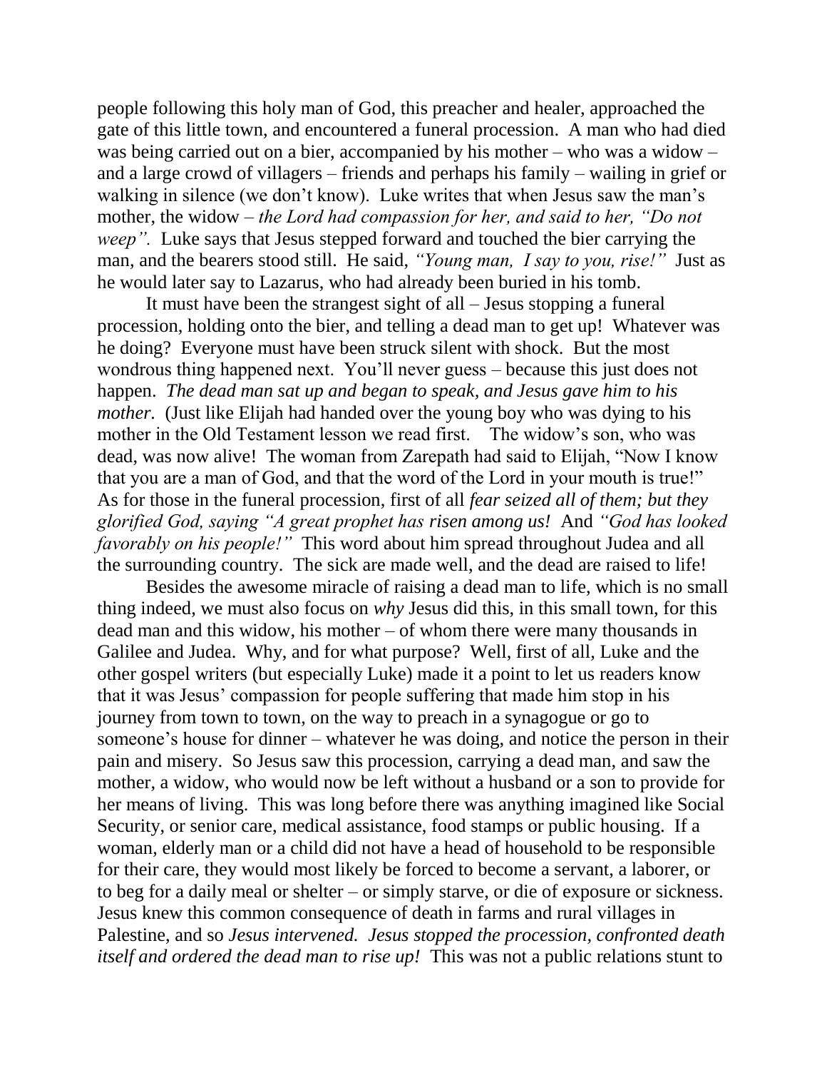people following this holy man of God, this preacher and healer, approached the gate of this little town, and encountered a funeral procession. A man who had died was being carried out on a bier, accompanied by his mother – who was a widow – and a large crowd of villagers – friends and perhaps his family – wailing in grief or walking in silence (we don't know). Luke writes that when Jesus saw the man's mother, the widow – *the Lord had compassion for her, and said to her, "Do not weep".* Luke says that Jesus stepped forward and touched the bier carrying the man, and the bearers stood still. He said, *"Young man, I say to you, rise!"* Just as he would later say to Lazarus, who had already been buried in his tomb.

It must have been the strangest sight of all – Jesus stopping a funeral procession, holding onto the bier, and telling a dead man to get up! Whatever was he doing? Everyone must have been struck silent with shock. But the most wondrous thing happened next. You'll never guess – because this just does not happen. *The dead man sat up and began to speak, and Jesus gave him to his mother.* (Just like Elijah had handed over the young boy who was dying to his mother in the Old Testament lesson we read first. The widow's son, who was dead, was now alive! The woman from Zarepath had said to Elijah, "Now I know that you are a man of God, and that the word of the Lord in your mouth is true!" As for those in the funeral procession, first of all *fear seized all of them; but they glorified God, saying "A great prophet has risen among us!* And *"God has looked favorably on his people!"* This word about him spread throughout Judea and all the surrounding country. The sick are made well, and the dead are raised to life!

Besides the awesome miracle of raising a dead man to life, which is no small thing indeed, we must also focus on *why* Jesus did this, in this small town, for this dead man and this widow, his mother – of whom there were many thousands in Galilee and Judea. Why, and for what purpose? Well, first of all, Luke and the other gospel writers (but especially Luke) made it a point to let us readers know that it was Jesus' compassion for people suffering that made him stop in his journey from town to town, on the way to preach in a synagogue or go to someone's house for dinner – whatever he was doing, and notice the person in their pain and misery. So Jesus saw this procession, carrying a dead man, and saw the mother, a widow, who would now be left without a husband or a son to provide for her means of living. This was long before there was anything imagined like Social Security, or senior care, medical assistance, food stamps or public housing. If a woman, elderly man or a child did not have a head of household to be responsible for their care, they would most likely be forced to become a servant, a laborer, or to beg for a daily meal or shelter – or simply starve, or die of exposure or sickness. Jesus knew this common consequence of death in farms and rural villages in Palestine, and so *Jesus intervened. Jesus stopped the procession, confronted death itself and ordered the dead man to rise up!* This was not a public relations stunt to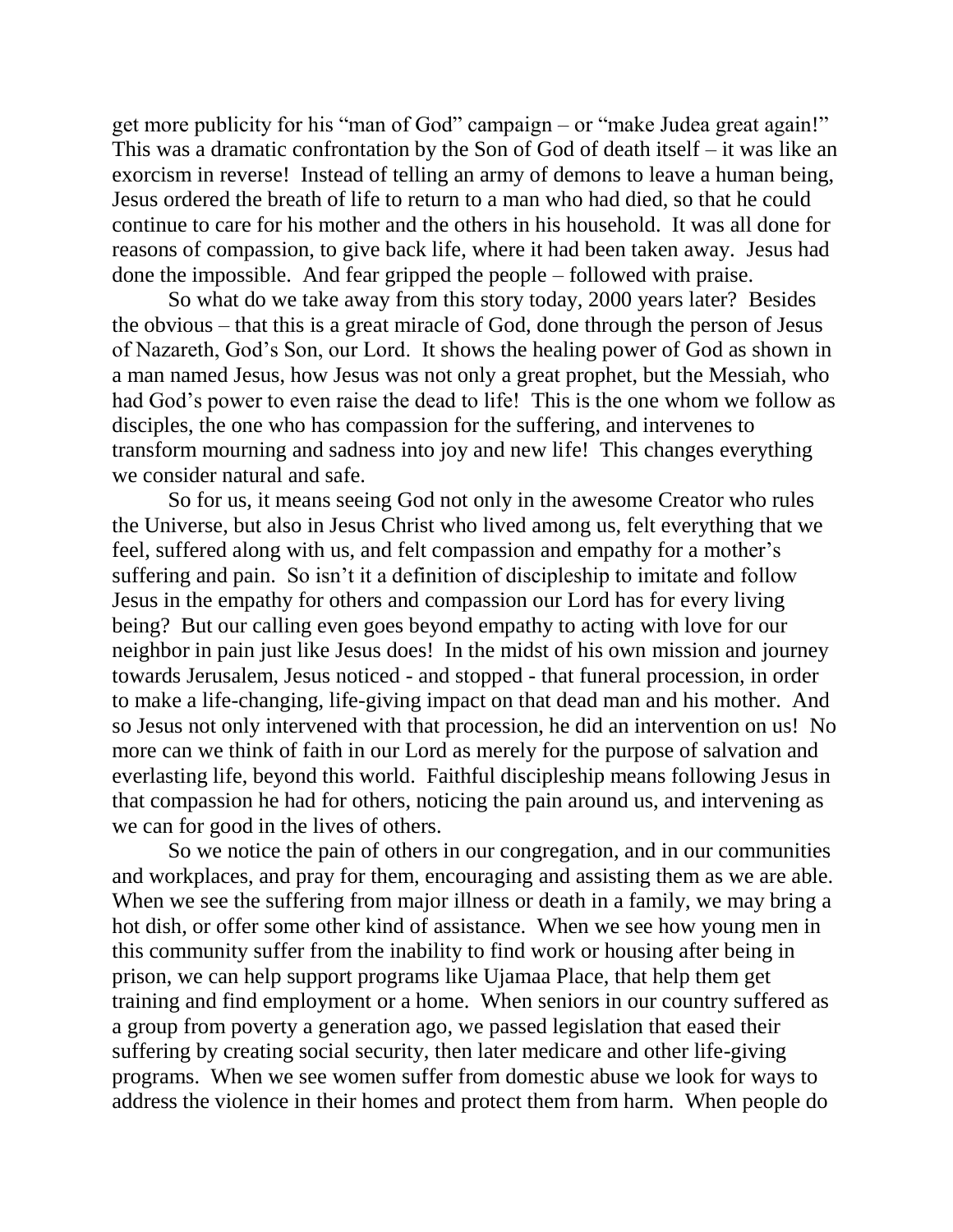get more publicity for his "man of God" campaign – or "make Judea great again!" This was a dramatic confrontation by the Son of God of death itself – it was like an exorcism in reverse! Instead of telling an army of demons to leave a human being, Jesus ordered the breath of life to return to a man who had died, so that he could continue to care for his mother and the others in his household. It was all done for reasons of compassion, to give back life, where it had been taken away. Jesus had done the impossible. And fear gripped the people – followed with praise.

So what do we take away from this story today, 2000 years later? Besides the obvious – that this is a great miracle of God, done through the person of Jesus of Nazareth, God's Son, our Lord. It shows the healing power of God as shown in a man named Jesus, how Jesus was not only a great prophet, but the Messiah, who had God's power to even raise the dead to life! This is the one whom we follow as disciples, the one who has compassion for the suffering, and intervenes to transform mourning and sadness into joy and new life! This changes everything we consider natural and safe.

So for us, it means seeing God not only in the awesome Creator who rules the Universe, but also in Jesus Christ who lived among us, felt everything that we feel, suffered along with us, and felt compassion and empathy for a mother's suffering and pain. So isn't it a definition of discipleship to imitate and follow Jesus in the empathy for others and compassion our Lord has for every living being? But our calling even goes beyond empathy to acting with love for our neighbor in pain just like Jesus does! In the midst of his own mission and journey towards Jerusalem, Jesus noticed - and stopped - that funeral procession, in order to make a life-changing, life-giving impact on that dead man and his mother. And so Jesus not only intervened with that procession, he did an intervention on us! No more can we think of faith in our Lord as merely for the purpose of salvation and everlasting life, beyond this world. Faithful discipleship means following Jesus in that compassion he had for others, noticing the pain around us, and intervening as we can for good in the lives of others.

So we notice the pain of others in our congregation, and in our communities and workplaces, and pray for them, encouraging and assisting them as we are able. When we see the suffering from major illness or death in a family, we may bring a hot dish, or offer some other kind of assistance. When we see how young men in this community suffer from the inability to find work or housing after being in prison, we can help support programs like Ujamaa Place, that help them get training and find employment or a home. When seniors in our country suffered as a group from poverty a generation ago, we passed legislation that eased their suffering by creating social security, then later medicare and other life-giving programs. When we see women suffer from domestic abuse we look for ways to address the violence in their homes and protect them from harm. When people do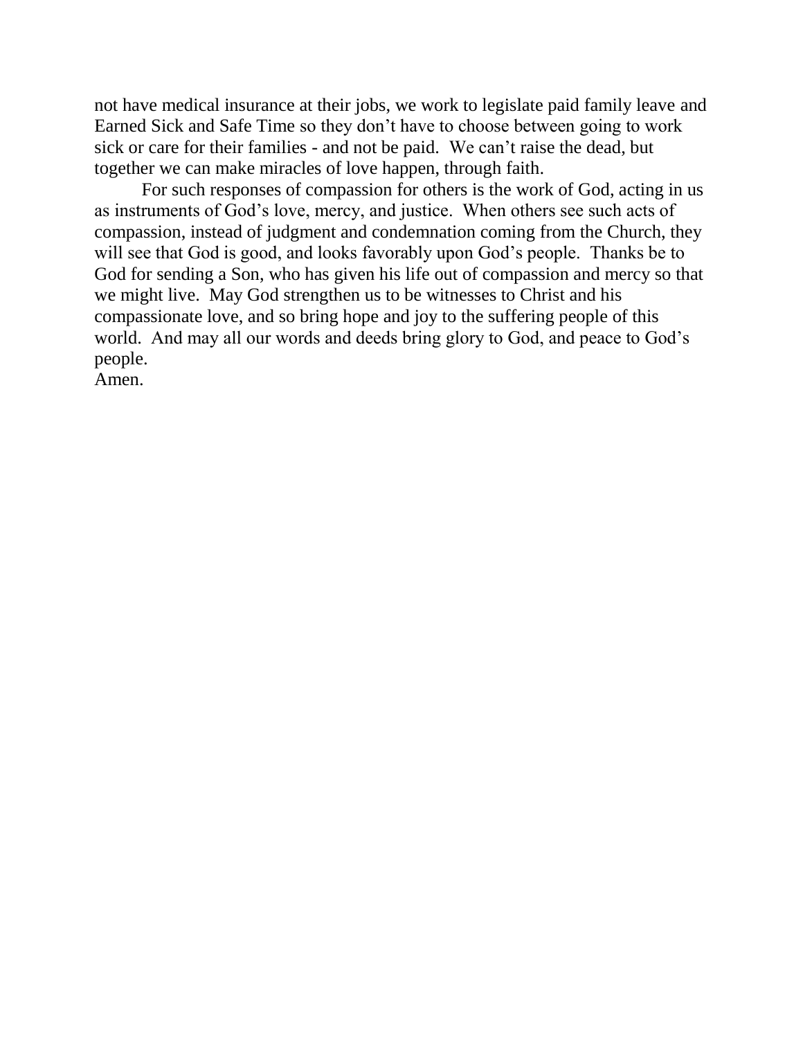not have medical insurance at their jobs, we work to legislate paid family leave and Earned Sick and Safe Time so they don't have to choose between going to work sick or care for their families - and not be paid. We can't raise the dead, but together we can make miracles of love happen, through faith.

For such responses of compassion for others is the work of God, acting in us as instruments of God's love, mercy, and justice. When others see such acts of compassion, instead of judgment and condemnation coming from the Church, they will see that God is good, and looks favorably upon God's people. Thanks be to God for sending a Son, who has given his life out of compassion and mercy so that we might live. May God strengthen us to be witnesses to Christ and his compassionate love, and so bring hope and joy to the suffering people of this world. And may all our words and deeds bring glory to God, and peace to God's people.

Amen.